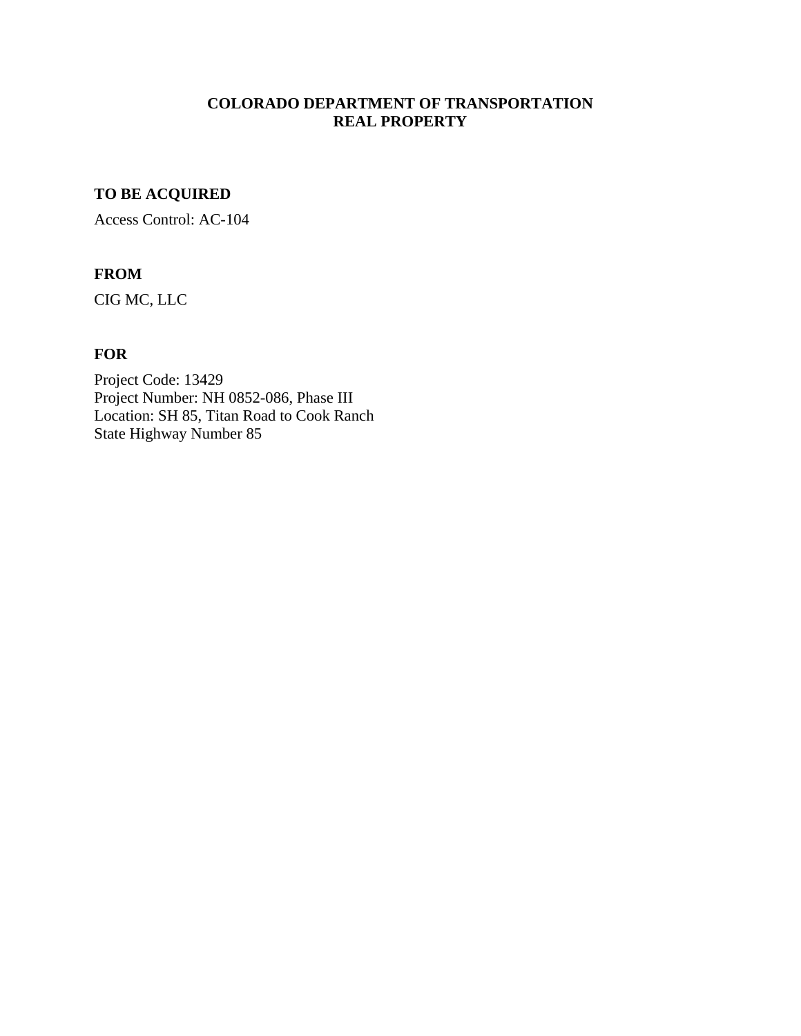# COLORADO DEPARTMENT OF TRANSPORTATION
# REAL PROPERTY

## TO BE ACQUIRED

Access Control: AC-104

## FROM

CIG MC, LLC

## FOR

Project Code: 13429
Project Number: NH 0852-086, Phase III
Location: SH 85, Titan Road to Cook Ranch
State Highway Number 85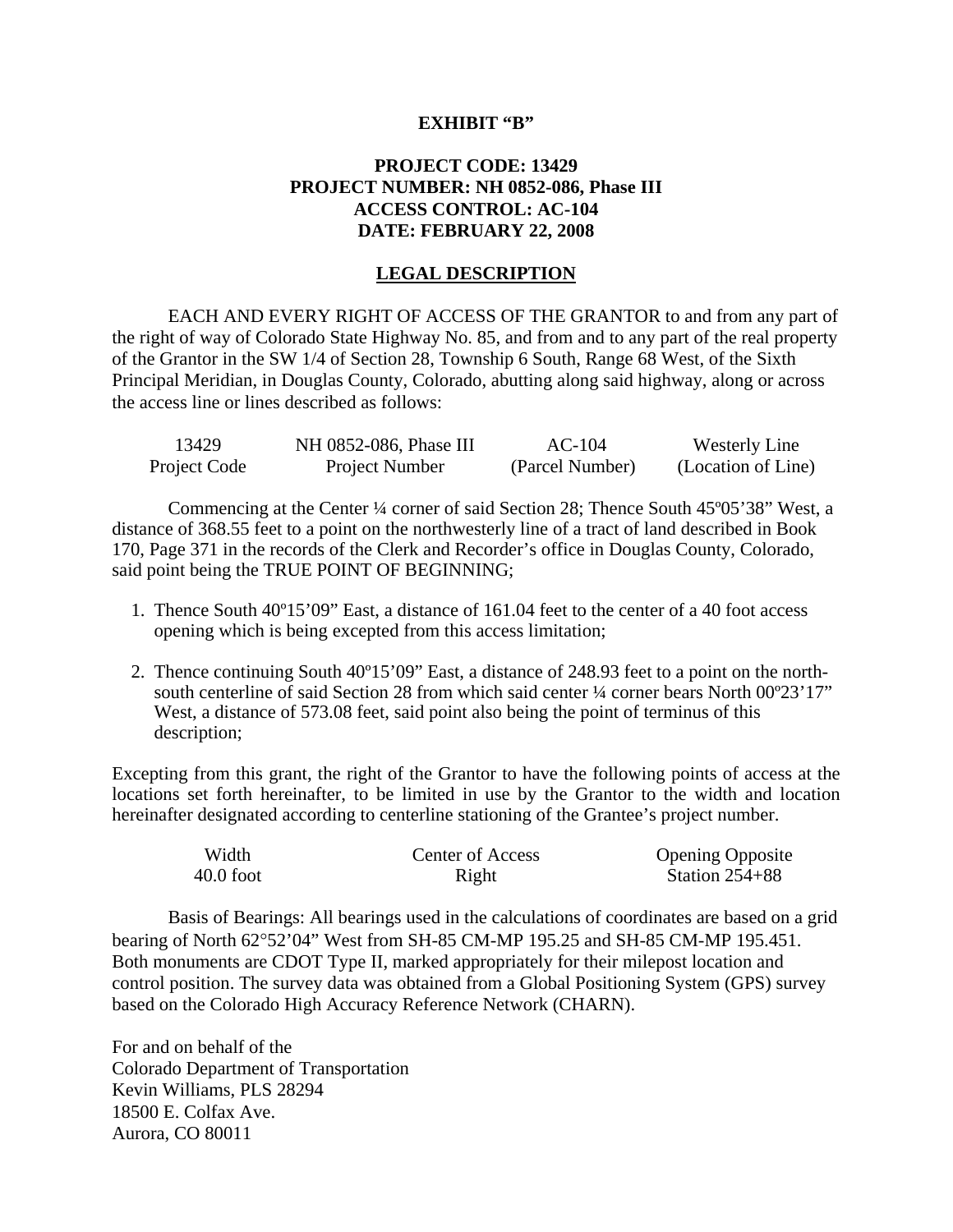**EXHIBIT "B"**

**PROJECT CODE: 13429**
**PROJECT NUMBER: NH 0852-086, Phase III**
**ACCESS CONTROL: AC-104**
**DATE: FEBRUARY 22, 2008**

**LEGAL DESCRIPTION**

EACH AND EVERY RIGHT OF ACCESS OF THE GRANTOR to and from any part of the right of way of Colorado State Highway No. 85, and from and to any part of the real property of the Grantor in the SW 1/4 of Section 28, Township 6 South, Range 68 West, of the Sixth Principal Meridian, in Douglas County, Colorado, abutting along said highway, along or across the access line or lines described as follows:

| | | | |
|---|---|---|---|
| 13429 | NH 0852-086, Phase III | AC-104 | Westerly Line |
| Project Code | Project Number | (Parcel Number) | (Location of Line) |

Commencing at the Center ¼ corner of said Section 28; Thence South 45º05'38" West, a distance of 368.55 feet to a point on the northwesterly line of a tract of land described in Book 170, Page 371 in the records of the Clerk and Recorder's office in Douglas County, Colorado, said point being the TRUE POINT OF BEGINNING;

1. Thence South 40º15'09" East, a distance of 161.04 feet to the center of a 40 foot access opening which is being excepted from this access limitation;
2. Thence continuing South 40º15'09" East, a distance of 248.93 feet to a point on the north-south centerline of said Section 28 from which said center ¼ corner bears North 00º23'17" West, a distance of 573.08 feet, said point also being the point of terminus of this description;

Excepting from this grant, the right of the Grantor to have the following points of access at the locations set forth hereinafter, to be limited in use by the Grantor to the width and location hereinafter designated according to centerline stationing of the Grantee's project number.

| Width | Center of Access | Opening Opposite |
|---|---|---|
| 40.0 foot | Right | Station 254+88 |

Basis of Bearings: All bearings used in the calculations of coordinates are based on a grid bearing of North 62°52'04" West from SH-85 CM-MP 195.25 and SH-85 CM-MP 195.451. Both monuments are CDOT Type II, marked appropriately for their milepost location and control position. The survey data was obtained from a Global Positioning System (GPS) survey based on the Colorado High Accuracy Reference Network (CHARN).

For and on behalf of the
Colorado Department of Transportation
Kevin Williams, PLS 28294
18500 E. Colfax Ave.
Aurora, CO 80011